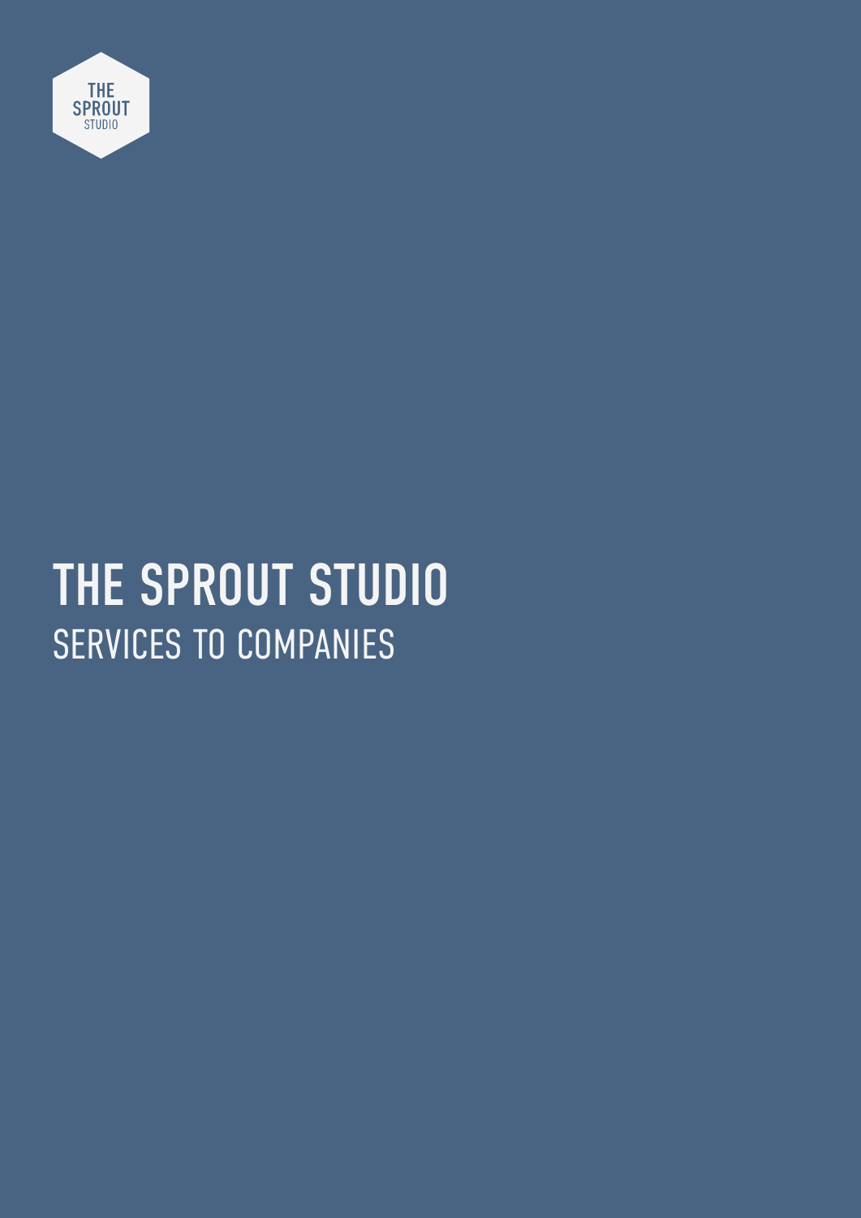THE SPROUT STUDIO

# THE SPROUT STUDIO

## SERVICES TO COMPANIES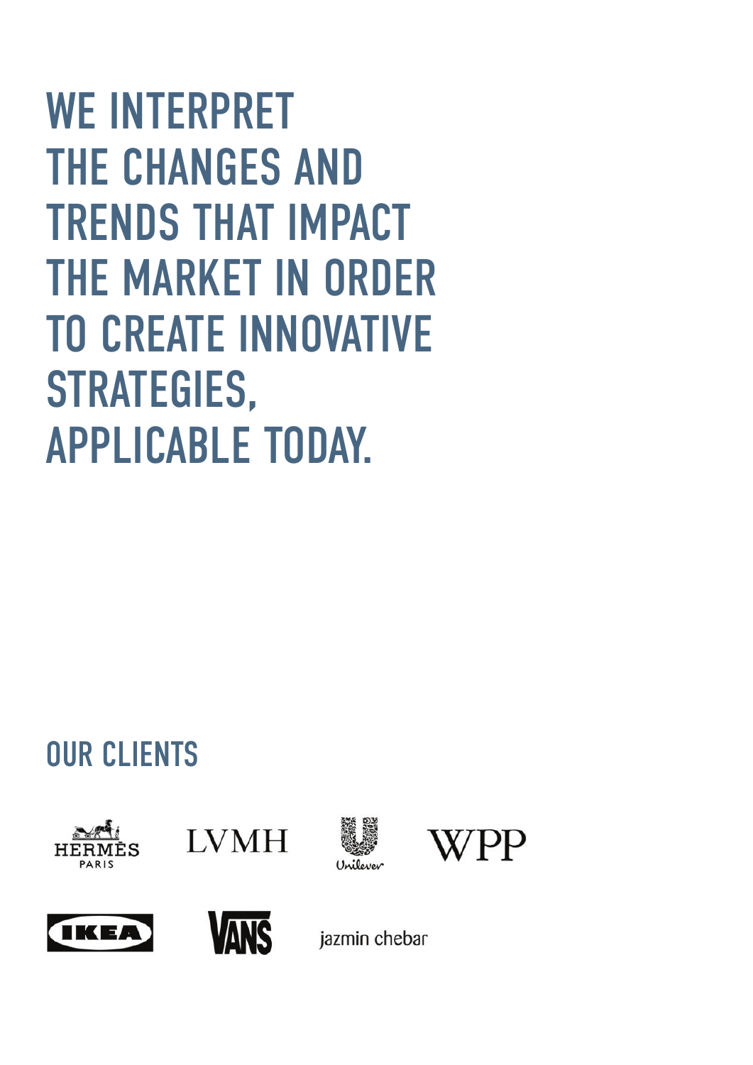# WE INTERPRET THE CHANGES AND TRENDS THAT IMPACT THE MARKET IN ORDER TO CREATE INNOVATIVE STRATEGIES, APPLICABLE TODAY.

## OUR CLIENTS

HERMÈS PARIS

LVMH

Unilever

WPP

IKEA

VANS

jazmin chebar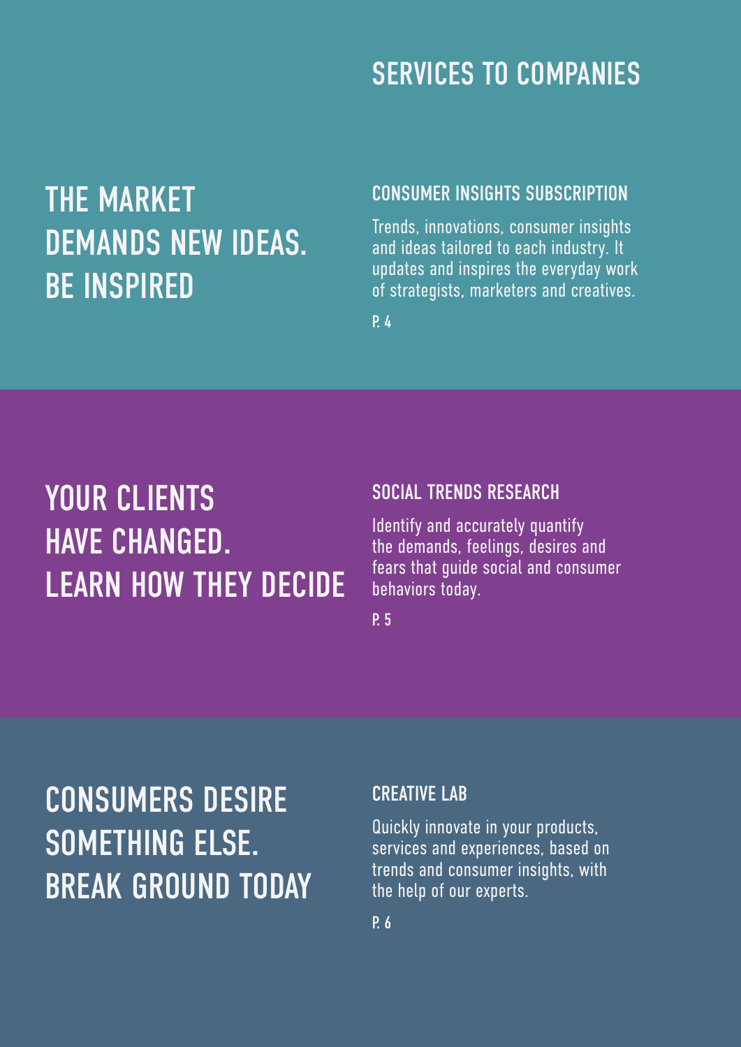# SERVICES TO COMPANIES

## THE MARKET DEMANDS NEW IDEAS. BE INSPIRED

### CONSUMER INSIGHTS SUBSCRIPTION

Trends, innovations, consumer insights and ideas tailored to each industry. It updates and inspires the everyday work of strategists, marketers and creatives.

P. 4

## YOUR CLIENTS HAVE CHANGED. LEARN HOW THEY DECIDE

### SOCIAL TRENDS RESEARCH

Identify and accurately quantify the demands, feelings, desires and fears that guide social and consumer behaviors today.

P. 5

## CONSUMERS DESIRE SOMETHING ELSE. BREAK GROUND TODAY

### CREATIVE LAB

Quickly innovate in your products, services and experiences, based on trends and consumer insights, with the help of our experts.

P. 6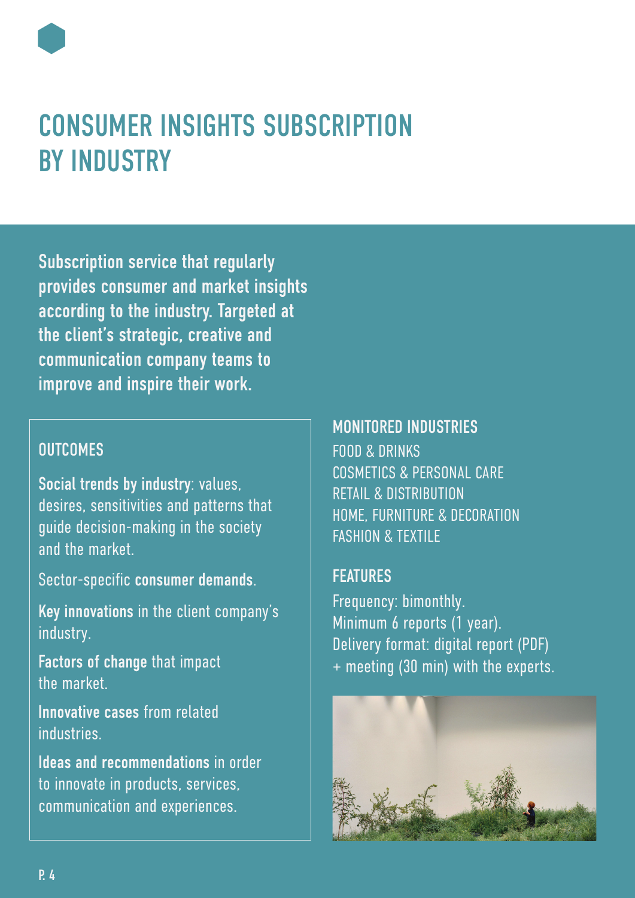# CONSUMER INSIGHTS SUBSCRIPTION BY INDUSTRY

**Subscription service that regularly provides consumer and market insights according to the industry. Targeted at the client's strategic, creative and communication company teams to improve and inspire their work.**

## OUTCOMES

**Social trends by industry**: values, desires, sensitivities and patterns that guide decision-making in the society and the market.

Sector-specific **consumer demands**.

**Key innovations** in the client company's industry.

**Factors of change** that impact the market.

**Innovative cases** from related industries.

**Ideas and recommendations** in order to innovate in products, services, communication and experiences.

## MONITORED INDUSTRIES

FOOD & DRINKS
COSMETICS & PERSONAL CARE
RETAIL & DISTRIBUTION
HOME, FURNITURE & DECORATION
FASHION & TEXTILE

## FEATURES

Frequency: bimonthly.
Minimum 6 reports (1 year).
Delivery format: digital report (PDF) + meeting (30 min) with the experts.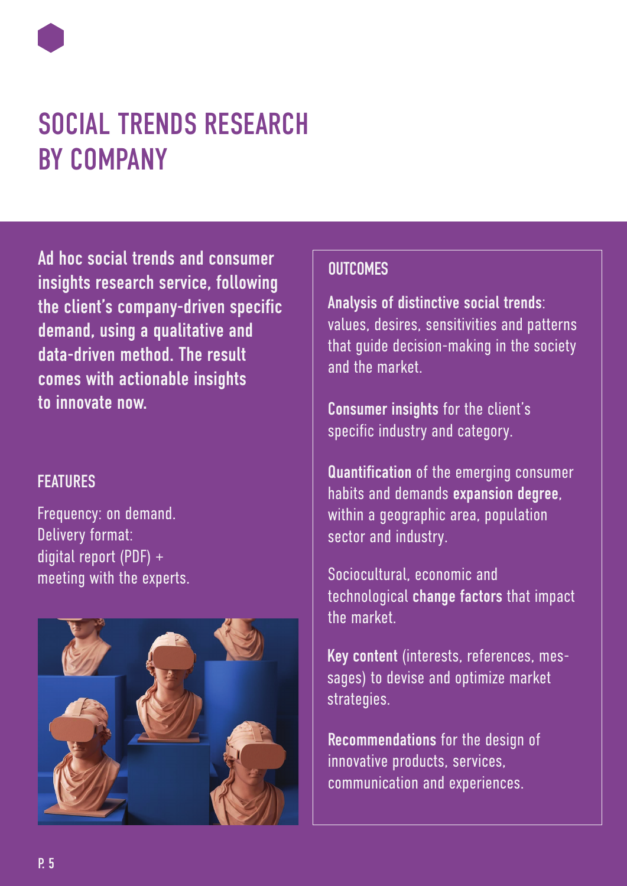# SOCIAL TRENDS RESEARCH BY COMPANY

**Ad hoc social trends and consumer insights research service, following the client's company-driven specific demand, using a qualitative and data-driven method. The result comes with actionable insights to innovate now.**

## FEATURES

Frequency: on demand.
Delivery format:
digital report (PDF) +
meeting with the experts.

## OUTCOMES

**Analysis of distinctive social trends**: values, desires, sensitivities and patterns that guide decision-making in the society and the market.

**Consumer insights** for the client's specific industry and category.

**Quantification** of the emerging consumer habits and demands **expansion degree**, within a geographic area, population sector and industry.

Sociocultural, economic and technological **change factors** that impact the market.

**Key content** (interests, references, messages) to devise and optimize market strategies.

**Recommendations** for the design of innovative products, services, communication and experiences.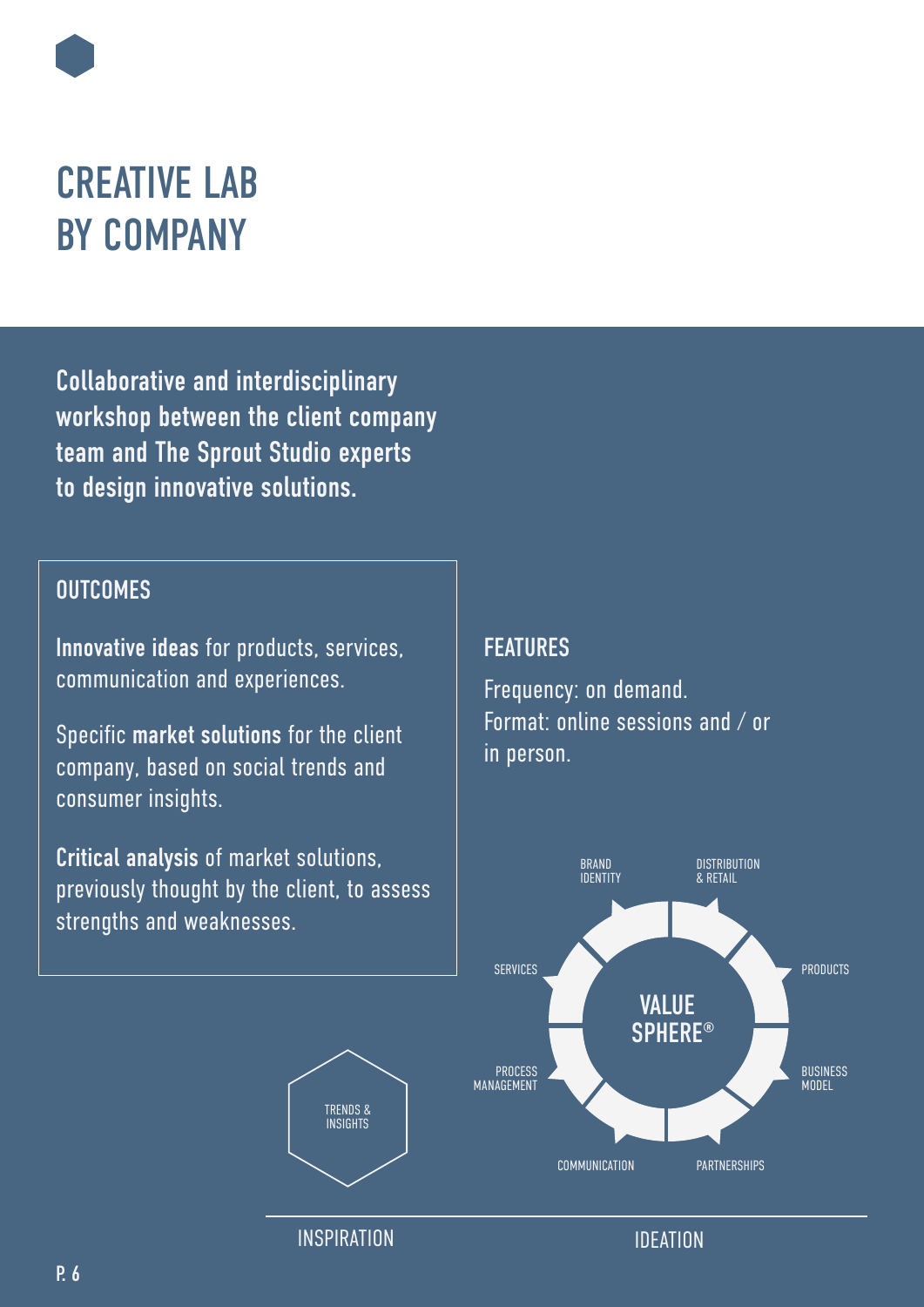# CREATIVE LAB BY COMPANY

**Collaborative and interdisciplinary workshop between the client company team and The Sprout Studio experts to design innovative solutions.**

## OUTCOMES

**Innovative ideas** for products, services, communication and experiences.

Specific **market solutions** for the client company, based on social trends and consumer insights.

**Critical analysis** of market solutions, previously thought by the client, to assess strengths and weaknesses.

## FEATURES

Frequency: on demand.
Format: online sessions and / or in person.

BRAND IDENTITY
DISTRIBUTION & RETAIL
SERVICES
PRODUCTS
VALUE SPHERE®
PROCESS MANAGEMENT
BUSINESS MODEL
COMMUNICATION
PARTNERSHIPS

TRENDS & INSIGHTS

INSPIRATION

IDEATION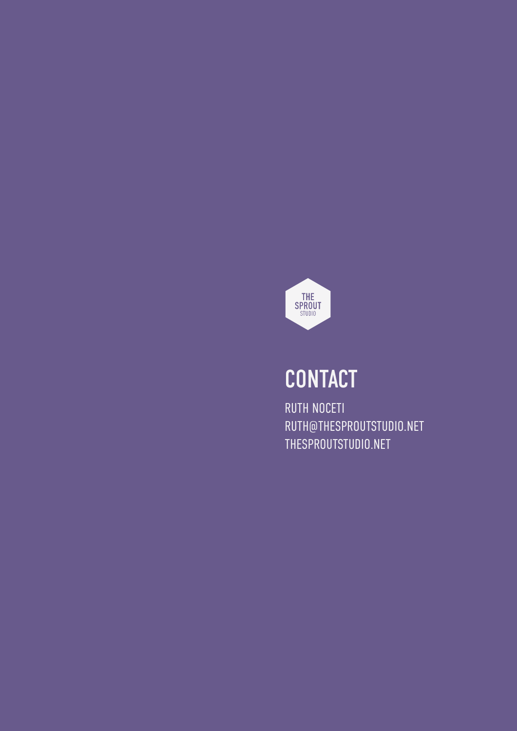THE SPROUT STUDIO

# CONTACT

RUTH NOCETI
RUTH@THESPROUTSTUDIO.NET
THESPROUTSTUDIO.NET